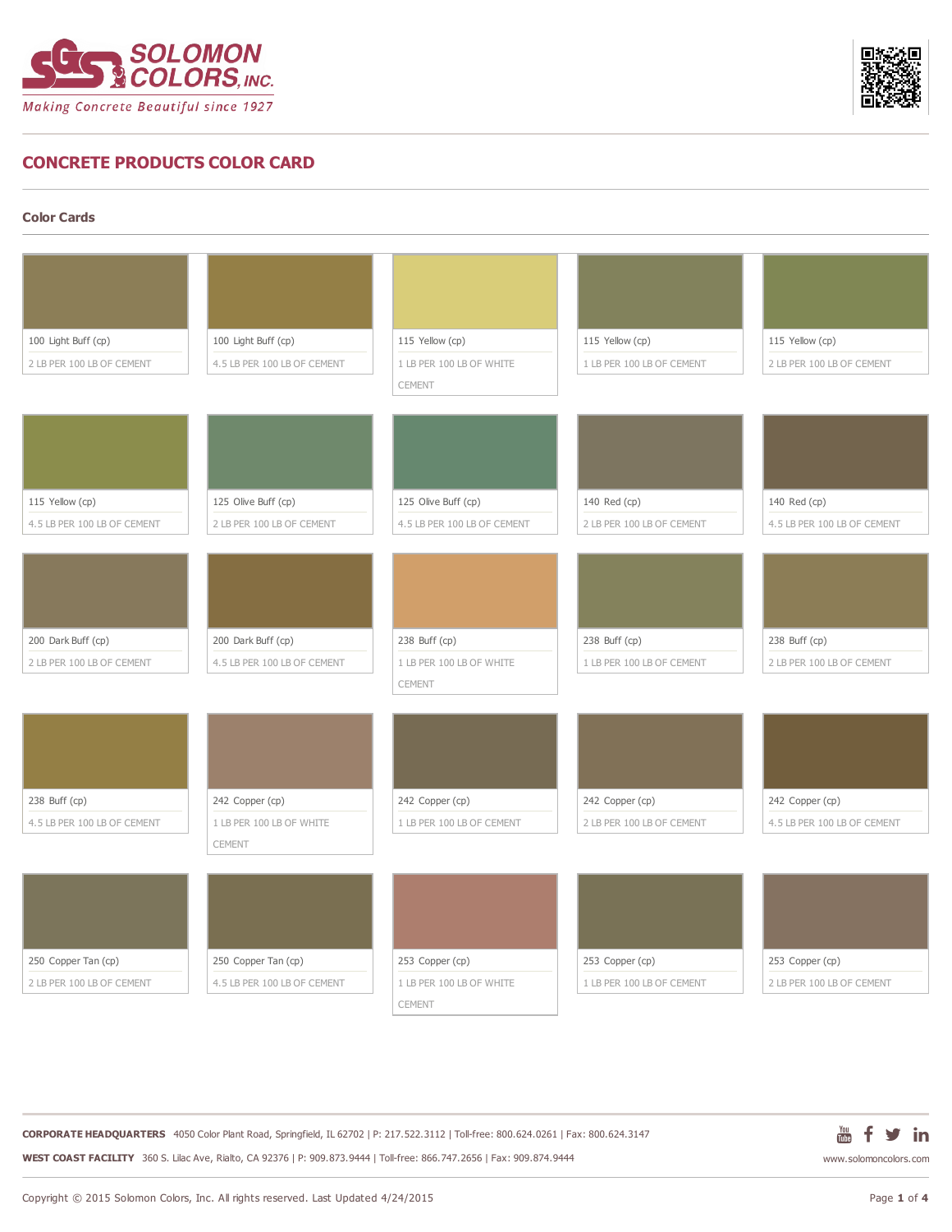# CONCRETE PRODUCTS COLOR CARD

## Color Cards

100 Light Buff (cp)
2 LB PER 100 LB OF CEMENT

100 Light Buff (cp)
4.5 LB PER 100 LB OF CEMENT

115 Yellow (cp)
1 LB PER 100 LB OF WHITE CEMENT

115 Yellow (cp)
1 LB PER 100 LB OF CEMENT

115 Yellow (cp)
2 LB PER 100 LB OF CEMENT

115 Yellow (cp)
4.5 LB PER 100 LB OF CEMENT

125 Olive Buff (cp)
2 LB PER 100 LB OF CEMENT

125 Olive Buff (cp)
4.5 LB PER 100 LB OF CEMENT

140 Red (cp)
2 LB PER 100 LB OF CEMENT

140 Red (cp)
4.5 LB PER 100 LB OF CEMENT

200 Dark Buff (cp)
2 LB PER 100 LB OF CEMENT

200 Dark Buff (cp)
4.5 LB PER 100 LB OF CEMENT

238 Buff (cp)
1 LB PER 100 LB OF WHITE CEMENT

238 Buff (cp)
1 LB PER 100 LB OF CEMENT

238 Buff (cp)
2 LB PER 100 LB OF CEMENT

238 Buff (cp)
4.5 LB PER 100 LB OF CEMENT

242 Copper (cp)
1 LB PER 100 LB OF WHITE CEMENT

242 Copper (cp)
1 LB PER 100 LB OF CEMENT

242 Copper (cp)
2 LB PER 100 LB OF CEMENT

242 Copper (cp)
4.5 LB PER 100 LB OF CEMENT

250 Copper Tan (cp)
2 LB PER 100 LB OF CEMENT

250 Copper Tan (cp)
4.5 LB PER 100 LB OF CEMENT

253 Copper (cp)
1 LB PER 100 LB OF WHITE CEMENT

253 Copper (cp)
1 LB PER 100 LB OF CEMENT

253 Copper (cp)
2 LB PER 100 LB OF CEMENT

**CORPORATE HEADQUARTERS** 4050 Color Plant Road, Springfield, IL 62702 | P: 217.522.3112 | Toll-free: 800.624.0261 | Fax: 800.624.3147

**WEST COAST FACILITY** 360 S. Lilac Ave, Rialto, CA 92376 | P: 909.873.9444 | Toll-free: 866.747.2656 | Fax: 909.874.9444

www.solomoncolors.com

Copyright © 2015 Solomon Colors, Inc. All rights reserved. Last Updated 4/24/2015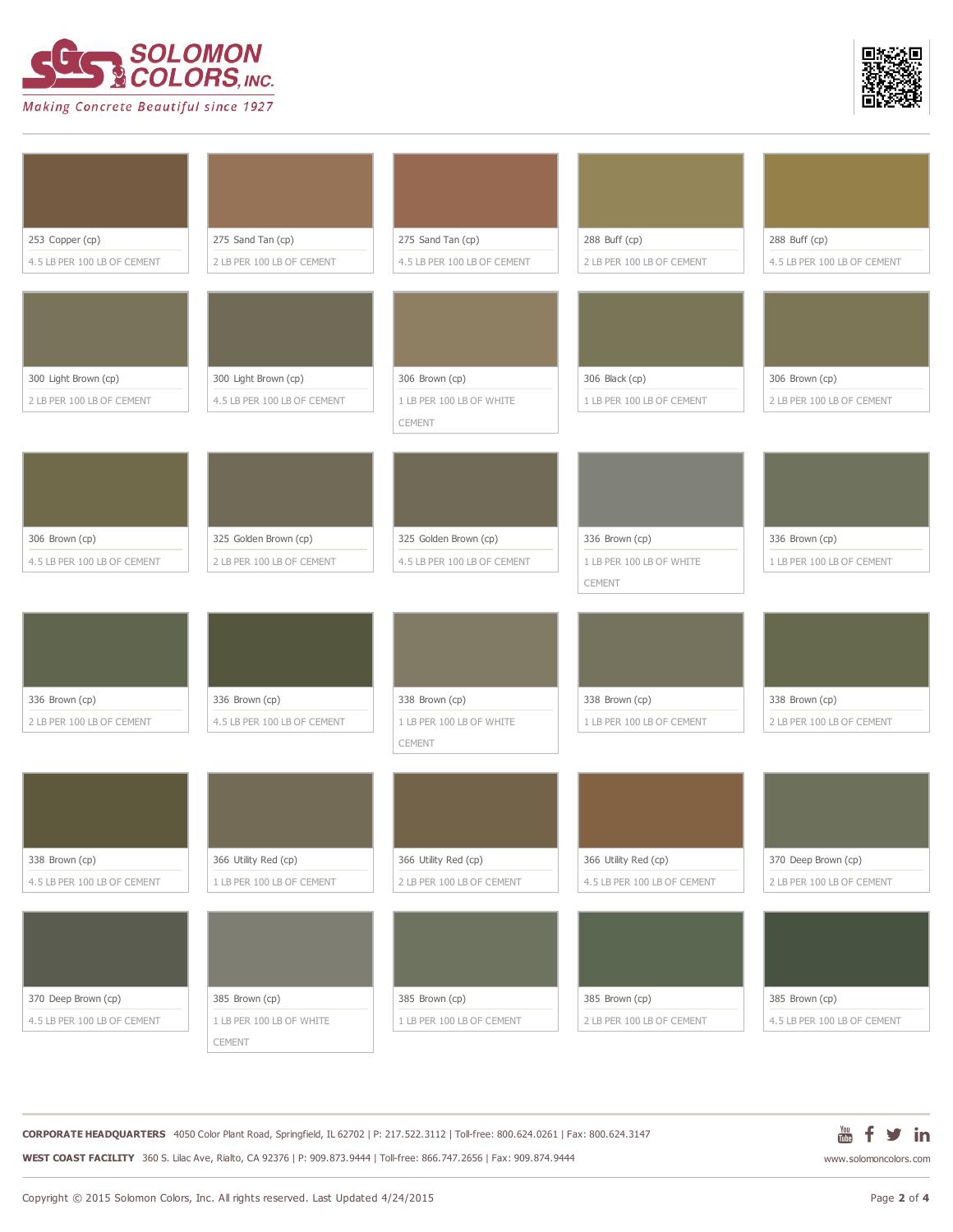**SOLOMON COLORS, INC.**

*Making Concrete Beautiful since 1927*

| Color | Dosage |
|---|---|
| 253 Copper (cp) | 4.5 LB PER 100 LB OF CEMENT |
| 275 Sand Tan (cp) | 2 LB PER 100 LB OF CEMENT |
| 275 Sand Tan (cp) | 4.5 LB PER 100 LB OF CEMENT |
| 288 Buff (cp) | 2 LB PER 100 LB OF CEMENT |
| 288 Buff (cp) | 4.5 LB PER 100 LB OF CEMENT |
| 300 Light Brown (cp) | 2 LB PER 100 LB OF CEMENT |
| 300 Light Brown (cp) | 4.5 LB PER 100 LB OF CEMENT |
| 306 Brown (cp) | 1 LB PER 100 LB OF WHITE CEMENT |
| 306 Black (cp) | 1 LB PER 100 LB OF CEMENT |
| 306 Brown (cp) | 2 LB PER 100 LB OF CEMENT |
| 306 Brown (cp) | 4.5 LB PER 100 LB OF CEMENT |
| 325 Golden Brown (cp) | 2 LB PER 100 LB OF CEMENT |
| 325 Golden Brown (cp) | 4.5 LB PER 100 LB OF CEMENT |
| 336 Brown (cp) | 1 LB PER 100 LB OF WHITE CEMENT |
| 336 Brown (cp) | 1 LB PER 100 LB OF CEMENT |
| 336 Brown (cp) | 2 LB PER 100 LB OF CEMENT |
| 336 Brown (cp) | 4.5 LB PER 100 LB OF CEMENT |
| 338 Brown (cp) | 1 LB PER 100 LB OF WHITE CEMENT |
| 338 Brown (cp) | 1 LB PER 100 LB OF CEMENT |
| 338 Brown (cp) | 2 LB PER 100 LB OF CEMENT |
| 338 Brown (cp) | 4.5 LB PER 100 LB OF CEMENT |
| 366 Utility Red (cp) | 1 LB PER 100 LB OF CEMENT |
| 366 Utility Red (cp) | 2 LB PER 100 LB OF CEMENT |
| 366 Utility Red (cp) | 4.5 LB PER 100 LB OF CEMENT |
| 370 Deep Brown (cp) | 2 LB PER 100 LB OF CEMENT |
| 370 Deep Brown (cp) | 4.5 LB PER 100 LB OF CEMENT |
| 385 Brown (cp) | 1 LB PER 100 LB OF WHITE CEMENT |
| 385 Brown (cp) | 1 LB PER 100 LB OF CEMENT |
| 385 Brown (cp) | 2 LB PER 100 LB OF CEMENT |
| 385 Brown (cp) | 4.5 LB PER 100 LB OF CEMENT |

**CORPORATE HEADQUARTERS** 4050 Color Plant Road, Springfield, IL 62702 | P: 217.522.3112 | Toll-free: 800.624.0261 | Fax: 800.624.3147

**WEST COAST FACILITY** 360 S. Lilac Ave, Rialto, CA 92376 | P: 909.873.9444 | Toll-free: 866.747.2656 | Fax: 909.874.9444

www.solomoncolors.com

Copyright © 2015 Solomon Colors, Inc. All rights reserved. Last Updated 4/24/2015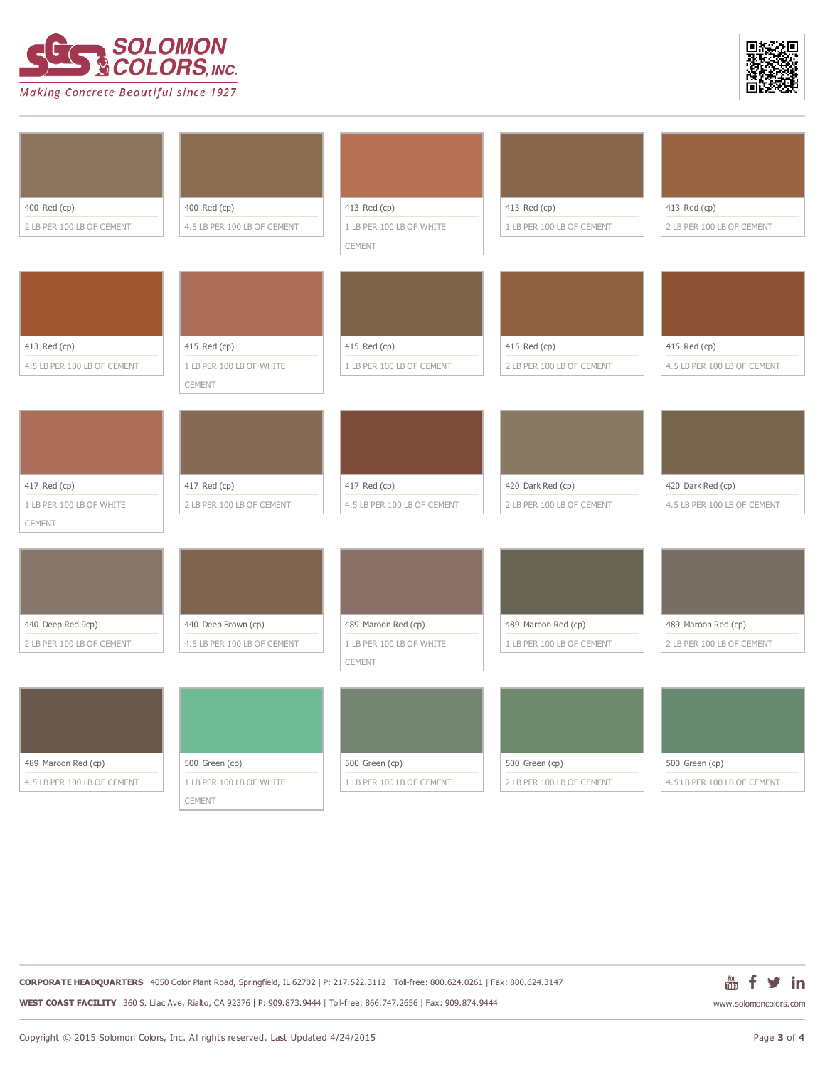400 Red (cp)
2 LB PER 100 LB OF CEMENT

400 Red (cp)
4.5 LB PER 100 LB OF CEMENT

413 Red (cp)
1 LB PER 100 LB OF WHITE CEMENT

413 Red (cp)
1 LB PER 100 LB OF CEMENT

413 Red (cp)
2 LB PER 100 LB OF CEMENT

413 Red (cp)
4.5 LB PER 100 LB OF CEMENT

415 Red (cp)
1 LB PER 100 LB OF WHITE CEMENT

415 Red (cp)
1 LB PER 100 LB OF CEMENT

415 Red (cp)
2 LB PER 100 LB OF CEMENT

415 Red (cp)
4.5 LB PER 100 LB OF CEMENT

417 Red (cp)
1 LB PER 100 LB OF WHITE CEMENT

417 Red (cp)
2 LB PER 100 LB OF CEMENT

417 Red (cp)
4.5 LB PER 100 LB OF CEMENT

420 Dark Red (cp)
2 LB PER 100 LB OF CEMENT

420 Dark Red (cp)
4.5 LB PER 100 LB OF CEMENT

440 Deep Red 9cp)
2 LB PER 100 LB OF CEMENT

440 Deep Brown (cp)
4.5 LB PER 100 LB OF CEMENT

489 Maroon Red (cp)
1 LB PER 100 LB OF WHITE CEMENT

489 Maroon Red (cp)
1 LB PER 100 LB OF CEMENT

489 Maroon Red (cp)
2 LB PER 100 LB OF CEMENT

489 Maroon Red (cp)
4.5 LB PER 100 LB OF CEMENT

500 Green (cp)
1 LB PER 100 LB OF WHITE CEMENT

500 Green (cp)
1 LB PER 100 LB OF CEMENT

500 Green (cp)
2 LB PER 100 LB OF CEMENT

500 Green (cp)
4.5 LB PER 100 LB OF CEMENT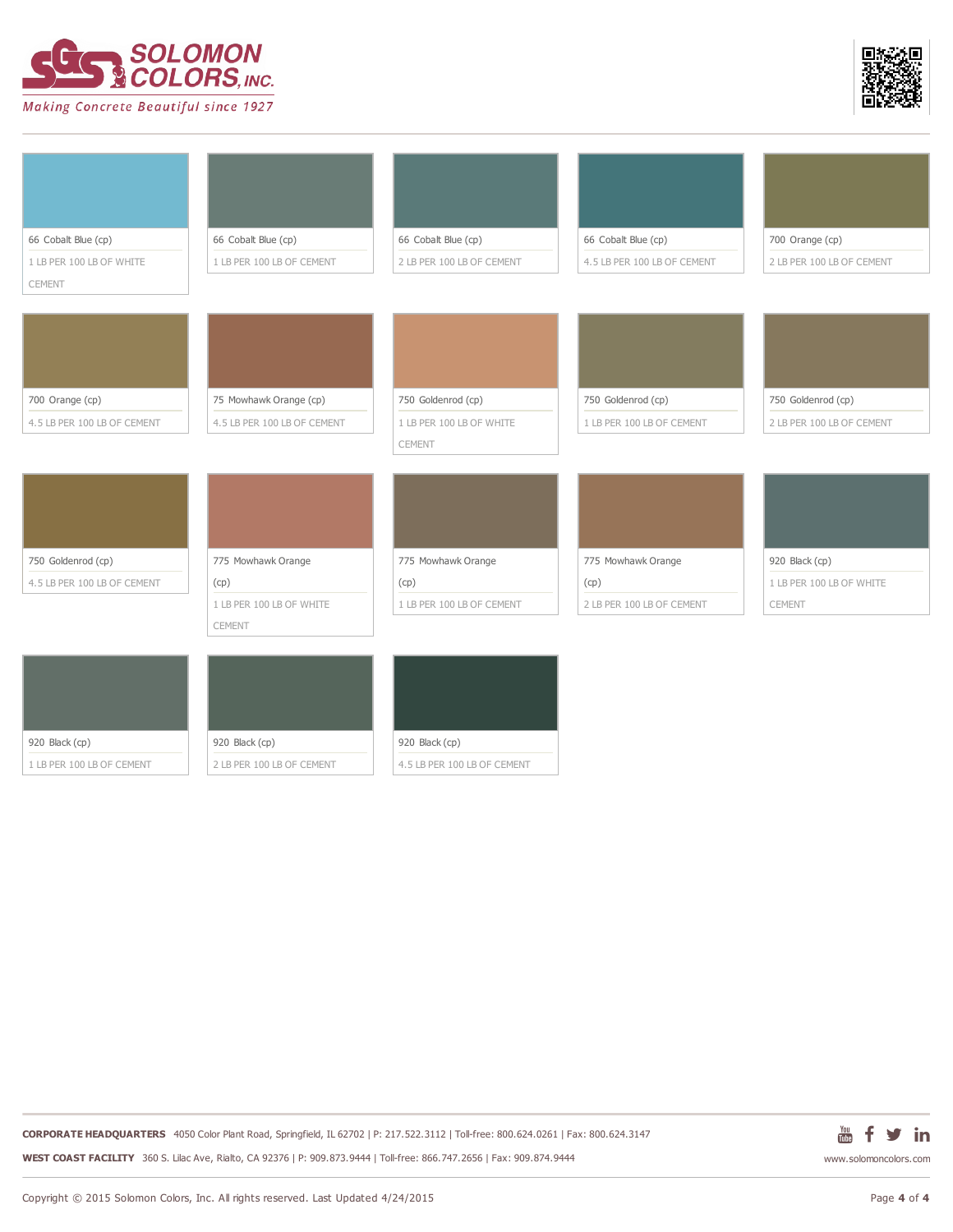SOLOMON COLORS, INC.

*Making Concrete Beautiful since 1927*

66 Cobalt Blue (cp)
1 LB PER 100 LB OF WHITE CEMENT

66 Cobalt Blue (cp)
1 LB PER 100 LB OF CEMENT

66 Cobalt Blue (cp)
2 LB PER 100 LB OF CEMENT

66 Cobalt Blue (cp)
4.5 LB PER 100 LB OF CEMENT

700 Orange (cp)
2 LB PER 100 LB OF CEMENT

700 Orange (cp)
4.5 LB PER 100 LB OF CEMENT

75 Mowhawk Orange (cp)
4.5 LB PER 100 LB OF CEMENT

750 Goldenrod (cp)
1 LB PER 100 LB OF WHITE CEMENT

750 Goldenrod (cp)
1 LB PER 100 LB OF CEMENT

750 Goldenrod (cp)
2 LB PER 100 LB OF CEMENT

750 Goldenrod (cp)
4.5 LB PER 100 LB OF CEMENT

775 Mowhawk Orange (cp)
1 LB PER 100 LB OF WHITE CEMENT

775 Mowhawk Orange (cp)
1 LB PER 100 LB OF CEMENT

775 Mowhawk Orange (cp)
2 LB PER 100 LB OF CEMENT

920 Black (cp)
1 LB PER 100 LB OF WHITE CEMENT

920 Black (cp)
1 LB PER 100 LB OF CEMENT

920 Black (cp)
2 LB PER 100 LB OF CEMENT

920 Black (cp)
4.5 LB PER 100 LB OF CEMENT

**CORPORATE HEADQUARTERS** 4050 Color Plant Road, Springfield, IL 62702 | P: 217.522.3112 | Toll-free: 800.624.0261 | Fax: 800.624.3147

**WEST COAST FACILITY** 360 S. Lilac Ave, Rialto, CA 92376 | P: 909.873.9444 | Toll-free: 866.747.2656 | Fax: 909.874.9444

www.solomoncolors.com

Copyright © 2015 Solomon Colors, Inc. All rights reserved. Last Updated 4/24/2015